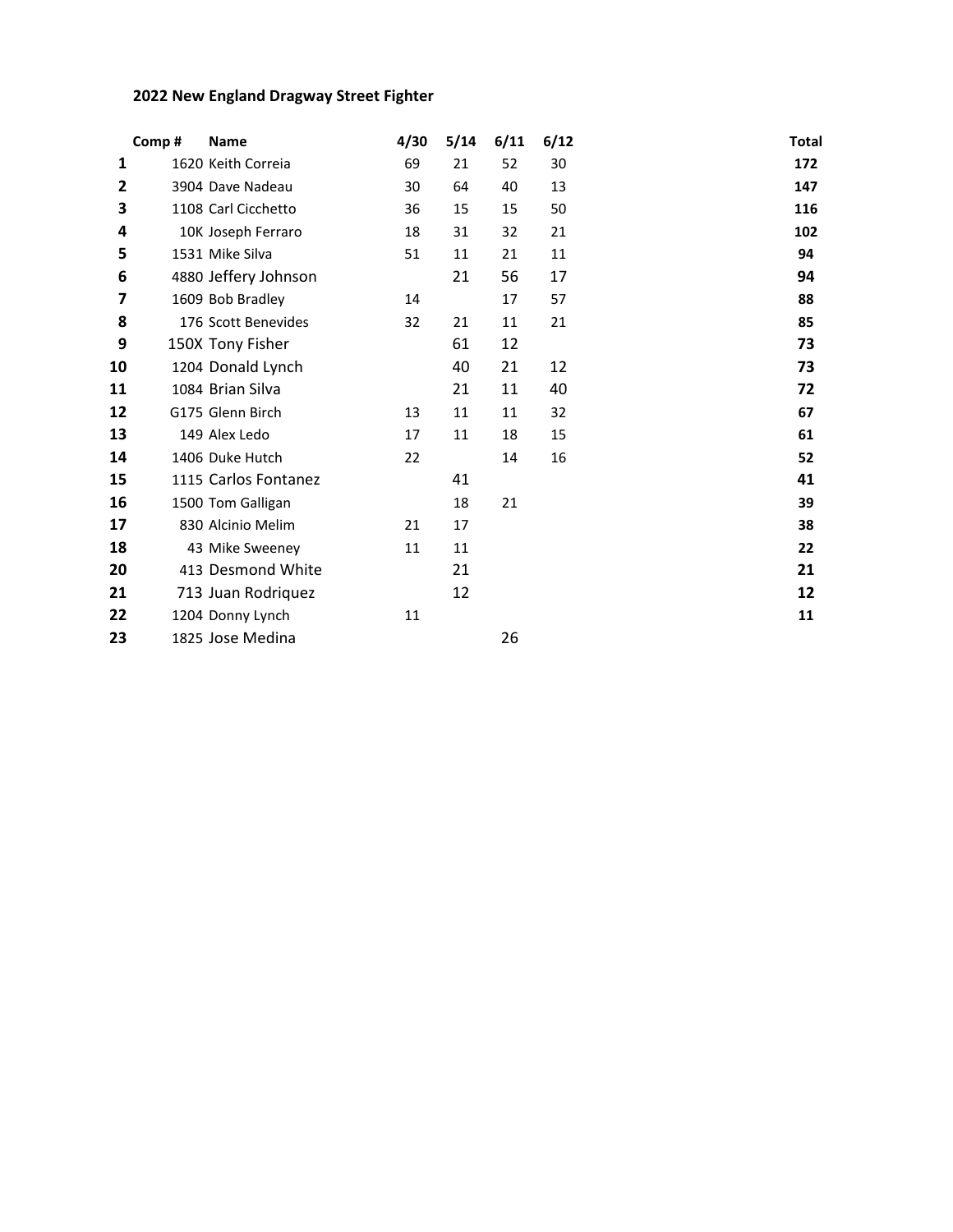**2022 New England Dragway Street Fighter**

| | Comp # | Name | 4/30 | 5/14 | 6/11 | 6/12 | Total |
|---|---|---|---|---|---|---|---|
| **1** | 1620 | Keith Correia | 69 | 21 | 52 | 30 | **172** |
| **2** | 3904 | Dave Nadeau | 30 | 64 | 40 | 13 | **147** |
| **3** | 1108 | Carl Cicchetto | 36 | 15 | 15 | 50 | **116** |
| **4** | 10K | Joseph Ferraro | 18 | 31 | 32 | 21 | **102** |
| **5** | 1531 | Mike Silva | 51 | 11 | 21 | 11 | **94** |
| **6** | 4880 | Jeffery Johnson | | 21 | 56 | 17 | **94** |
| **7** | 1609 | Bob Bradley | 14 | | 17 | 57 | **88** |
| **8** | 176 | Scott Benevides | 32 | 21 | 11 | 21 | **85** |
| **9** | 150X | Tony Fisher | | 61 | 12 | | **73** |
| **10** | 1204 | Donald Lynch | | 40 | 21 | 12 | **73** |
| **11** | 1084 | Brian Silva | | 21 | 11 | 40 | **72** |
| **12** | G175 | Glenn Birch | 13 | 11 | 11 | 32 | **67** |
| **13** | 149 | Alex Ledo | 17 | 11 | 18 | 15 | **61** |
| **14** | 1406 | Duke Hutch | 22 | | 14 | 16 | **52** |
| **15** | 1115 | Carlos Fontanez | | 41 | | | **41** |
| **16** | 1500 | Tom Galligan | | 18 | 21 | | **39** |
| **17** | 830 | Alcinio Melim | 21 | 17 | | | **38** |
| **18** | 43 | Mike Sweeney | 11 | 11 | | | **22** |
| **20** | 413 | Desmond White | | 21 | | | **21** |
| **21** | 713 | Juan Rodriquez | | 12 | | | **12** |
| **22** | 1204 | Donny Lynch | 11 | | | | **11** |
| **23** | 1825 | Jose Medina | | | 26 | | |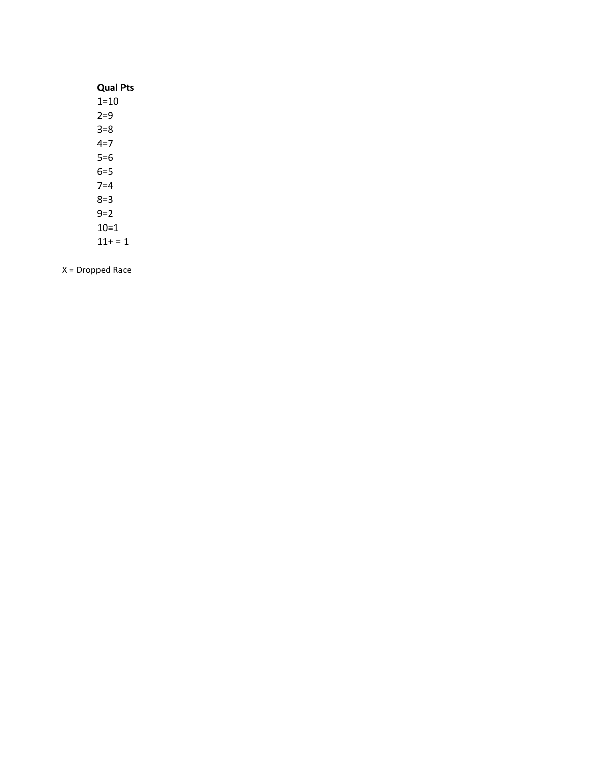**Qual Pts**

1=10
2=9
3=8
4=7
5=6
6=5
7=4
8=3
9=2
10=1
11+ = 1

X = Dropped Race